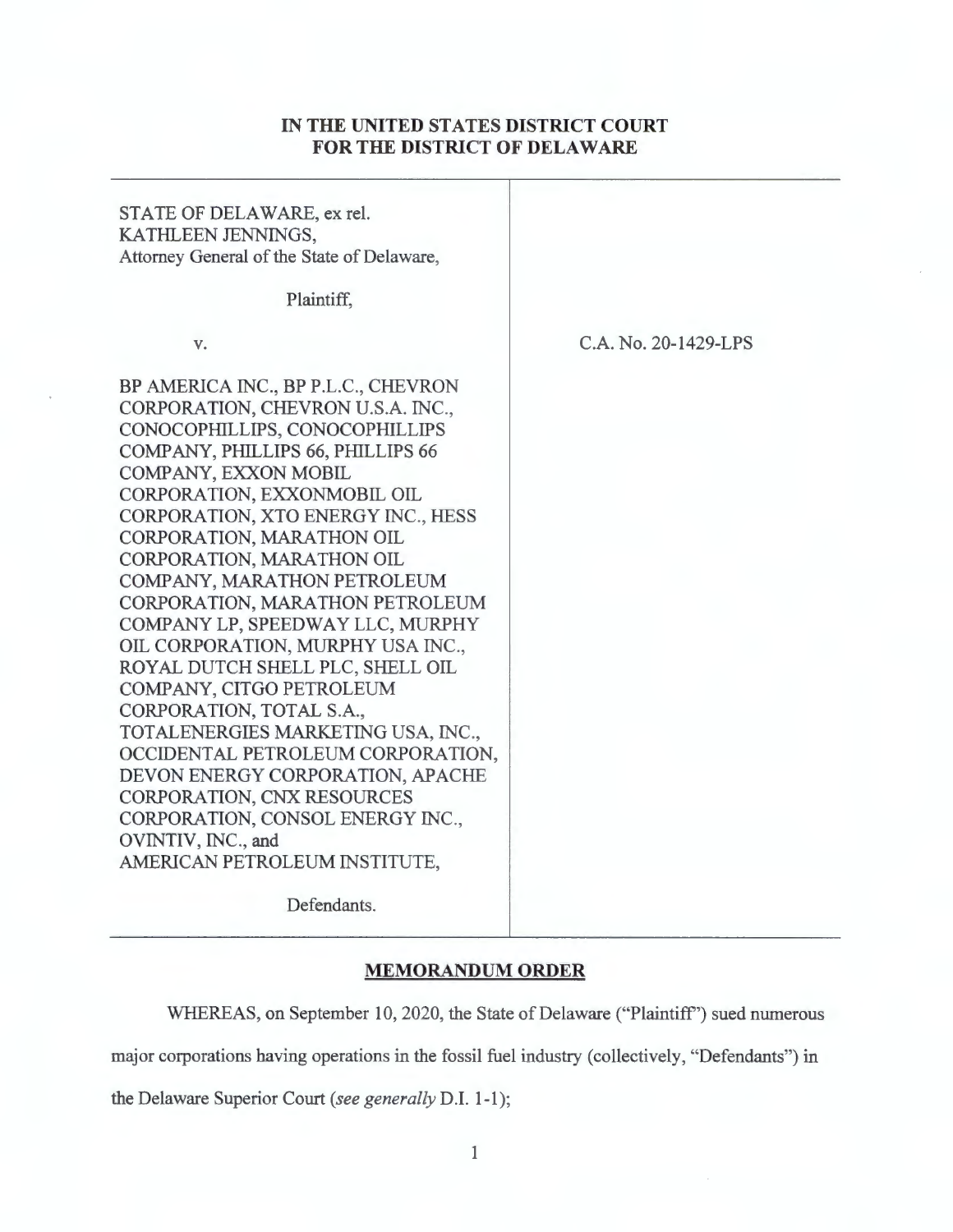**IN THE UNITED STATES DISTRICT COURT**
**FOR THE DISTRICT OF DELAWARE**

STATE OF DELAWARE, ex rel. KATHLEEN JENNINGS, Attorney General of the State of Delaware,

Plaintiff,

v.

BP AMERICA INC., BP P.L.C., CHEVRON CORPORATION, CHEVRON U.S.A. INC., CONOCOPHILLIPS, CONOCOPHILLIPS COMPANY, PHILLIPS 66, PHILLIPS 66 COMPANY, EXXON MOBIL CORPORATION, EXXONMOBIL OIL CORPORATION, XTO ENERGY INC., HESS CORPORATION, MARATHON OIL CORPORATION, MARATHON OIL COMPANY, MARATHON PETROLEUM CORPORATION, MARATHON PETROLEUM COMPANY LP, SPEEDWAY LLC, MURPHY OIL CORPORATION, MURPHY USA INC., ROYAL DUTCH SHELL PLC, SHELL OIL COMPANY, CITGO PETROLEUM CORPORATION, TOTAL S.A., TOTALENERGIES MARKETING USA, INC., OCCIDENTAL PETROLEUM CORPORATION, DEVON ENERGY CORPORATION, APACHE CORPORATION, CNX RESOURCES CORPORATION, CONSOL ENERGY INC., OVINTIV, INC., and AMERICAN PETROLEUM INSTITUTE,

Defendants.

C.A. No. 20-1429-LPS

**MEMORANDUM ORDER**

WHEREAS, on September 10, 2020, the State of Delaware ("Plaintiff") sued numerous major corporations having operations in the fossil fuel industry (collectively, "Defendants") in the Delaware Superior Court (*see generally* D.I. 1-1);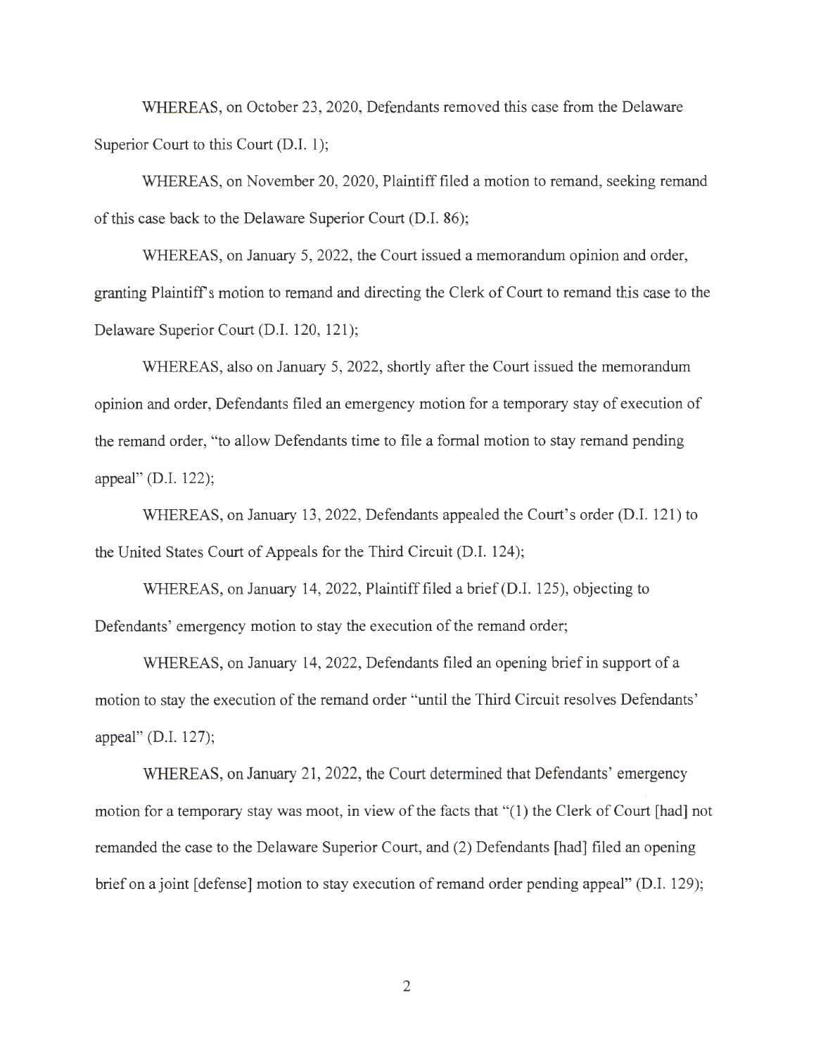WHEREAS, on October 23, 2020, Defendants removed this case from the Delaware Superior Court to this Court (D.I. 1);

WHEREAS, on November 20, 2020, Plaintiff filed a motion to remand, seeking remand of this case back to the Delaware Superior Court (D.I. 86);

WHEREAS, on January 5, 2022, the Court issued a memorandum opinion and order, granting Plaintiff's motion to remand and directing the Clerk of Court to remand this case to the Delaware Superior Court (D.I. 120, 121);

WHEREAS, also on January 5, 2022, shortly after the Court issued the memorandum opinion and order, Defendants filed an emergency motion for a temporary stay of execution of the remand order, "to allow Defendants time to file a formal motion to stay remand pending appeal" (D.I. 122);

WHEREAS, on January 13, 2022, Defendants appealed the Court's order (D.I. 121) to the United States Court of Appeals for the Third Circuit (D.I. 124);

WHEREAS, on January 14, 2022, Plaintiff filed a brief (D.I. 125), objecting to Defendants' emergency motion to stay the execution of the remand order;

WHEREAS, on January 14, 2022, Defendants filed an opening brief in support of a motion to stay the execution of the remand order "until the Third Circuit resolves Defendants' appeal" (D.I. 127);

WHEREAS, on January 21, 2022, the Court determined that Defendants' emergency motion for a temporary stay was moot, in view of the facts that "(1) the Clerk of Court [had] not remanded the case to the Delaware Superior Court, and (2) Defendants [had] filed an opening brief on a joint [defense] motion to stay execution of remand order pending appeal" (D.I. 129);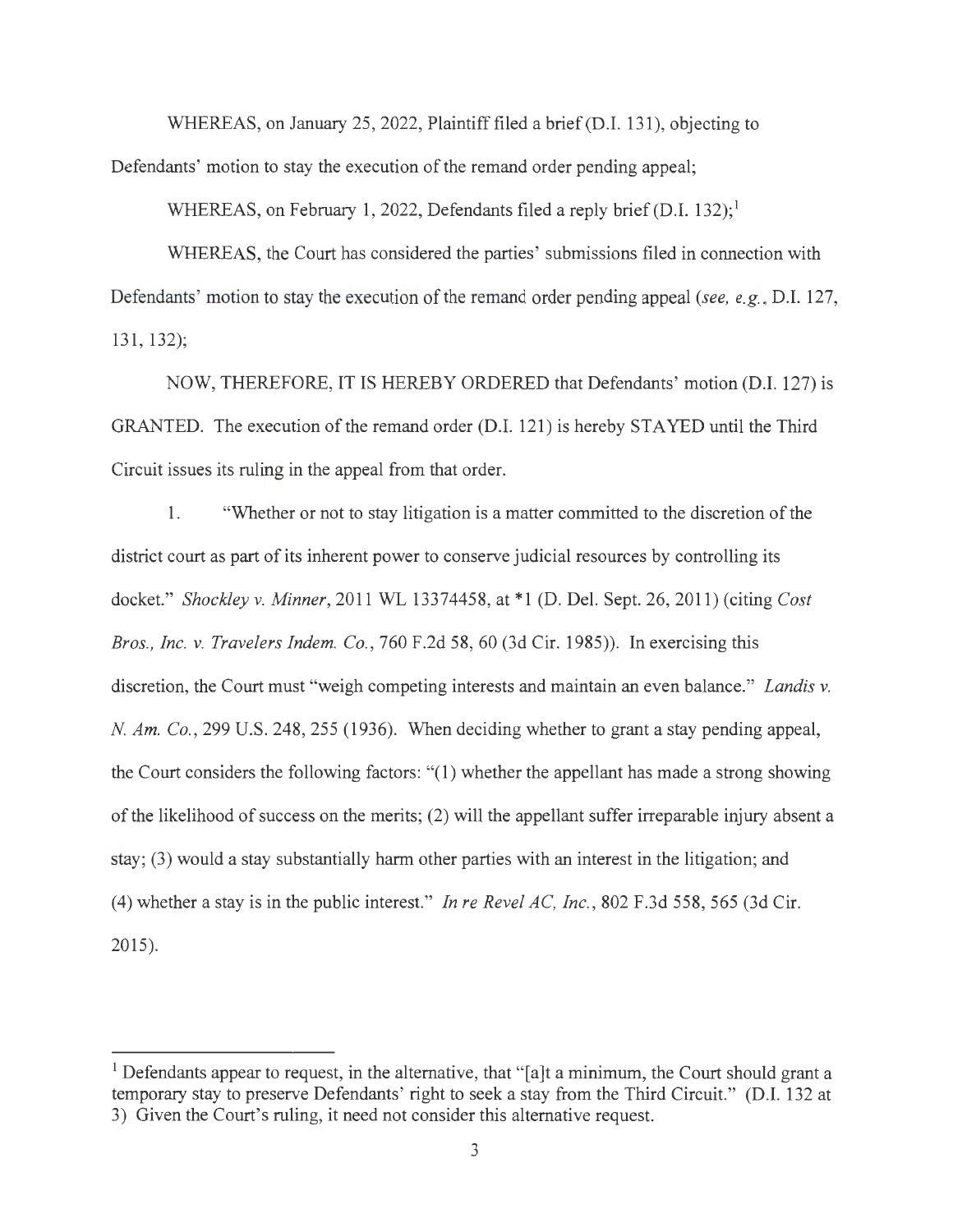WHEREAS, on January 25, 2022, Plaintiff filed a brief (D.I. 131), objecting to Defendants' motion to stay the execution of the remand order pending appeal;

WHEREAS, on February 1, 2022, Defendants filed a reply brief (D.I. 132);[1]

WHEREAS, the Court has considered the parties' submissions filed in connection with Defendants' motion to stay the execution of the remand order pending appeal (*see, e.g.*, D.I. 127, 131, 132);

NOW, THEREFORE, IT IS HEREBY ORDERED that Defendants' motion (D.I. 127) is GRANTED. The execution of the remand order (D.I. 121) is hereby STAYED until the Third Circuit issues its ruling in the appeal from that order.

1. "Whether or not to stay litigation is a matter committed to the discretion of the district court as part of its inherent power to conserve judicial resources by controlling its docket." *Shockley v. Minner*, 2011 WL 13374458, at *1 (D. Del. Sept. 26, 2011) (citing *Cost Bros., Inc. v. Travelers Indem. Co.*, 760 F.2d 58, 60 (3d Cir. 1985)). In exercising this discretion, the Court must "weigh competing interests and maintain an even balance." *Landis v. N. Am. Co.*, 299 U.S. 248, 255 (1936). When deciding whether to grant a stay pending appeal, the Court considers the following factors: "(1) whether the appellant has made a strong showing of the likelihood of success on the merits; (2) will the appellant suffer irreparable injury absent a stay; (3) would a stay substantially harm other parties with an interest in the litigation; and (4) whether a stay is in the public interest." *In re Revel AC, Inc.*, 802 F.3d 558, 565 (3d Cir. 2015).

---

[1] Defendants appear to request, in the alternative, that "[a]t a minimum, the Court should grant a temporary stay to preserve Defendants' right to seek a stay from the Third Circuit." (D.I. 132 at 3) Given the Court's ruling, it need not consider this alternative request.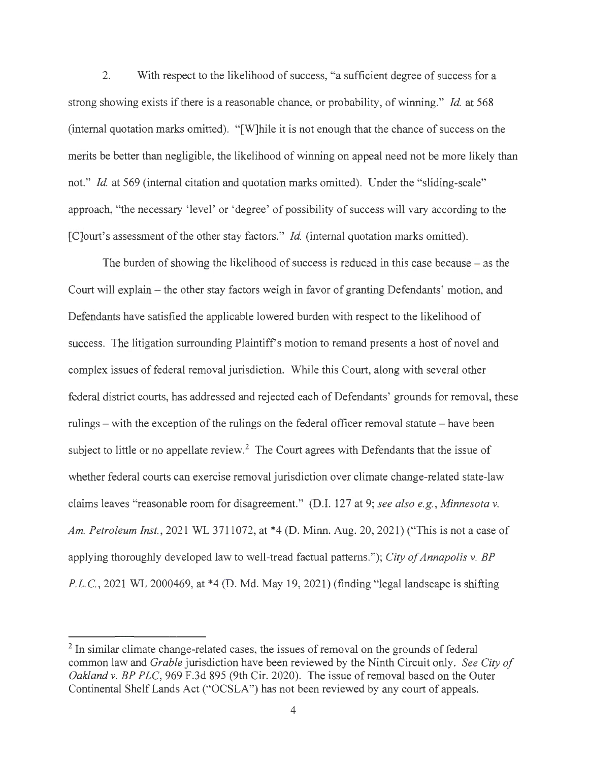2. With respect to the likelihood of success, "a sufficient degree of success for a strong showing exists if there is a reasonable chance, or probability, of winning." *Id.* at 568 (internal quotation marks omitted). "[W]hile it is not enough that the chance of success on the merits be better than negligible, the likelihood of winning on appeal need not be more likely than not." *Id.* at 569 (internal citation and quotation marks omitted). Under the "sliding-scale" approach, "the necessary 'level' or 'degree' of possibility of success will vary according to the [C]ourt's assessment of the other stay factors." *Id.* (internal quotation marks omitted).

The burden of showing the likelihood of success is reduced in this case because – as the Court will explain – the other stay factors weigh in favor of granting Defendants' motion, and Defendants have satisfied the applicable lowered burden with respect to the likelihood of success. The litigation surrounding Plaintiff's motion to remand presents a host of novel and complex issues of federal removal jurisdiction. While this Court, along with several other federal district courts, has addressed and rejected each of Defendants' grounds for removal, these rulings – with the exception of the rulings on the federal officer removal statute – have been subject to little or no appellate review.[2] The Court agrees with Defendants that the issue of whether federal courts can exercise removal jurisdiction over climate change-related state-law claims leaves "reasonable room for disagreement." (D.I. 127 at 9; *see also e.g.*, *Minnesota v. Am. Petroleum Inst.*, 2021 WL 3711072, at *4 (D. Minn. Aug. 20, 2021) ("This is not a case of applying thoroughly developed law to well-tread factual patterns."); *City of Annapolis v. BP P.L.C.*, 2021 WL 2000469, at *4 (D. Md. May 19, 2021) (finding "legal landscape is shifting

[2] In similar climate change-related cases, the issues of removal on the grounds of federal common law and *Grable* jurisdiction have been reviewed by the Ninth Circuit only. *See City of Oakland v. BP PLC*, 969 F.3d 895 (9th Cir. 2020). The issue of removal based on the Outer Continental Shelf Lands Act ("OCSLA") has not been reviewed by any court of appeals.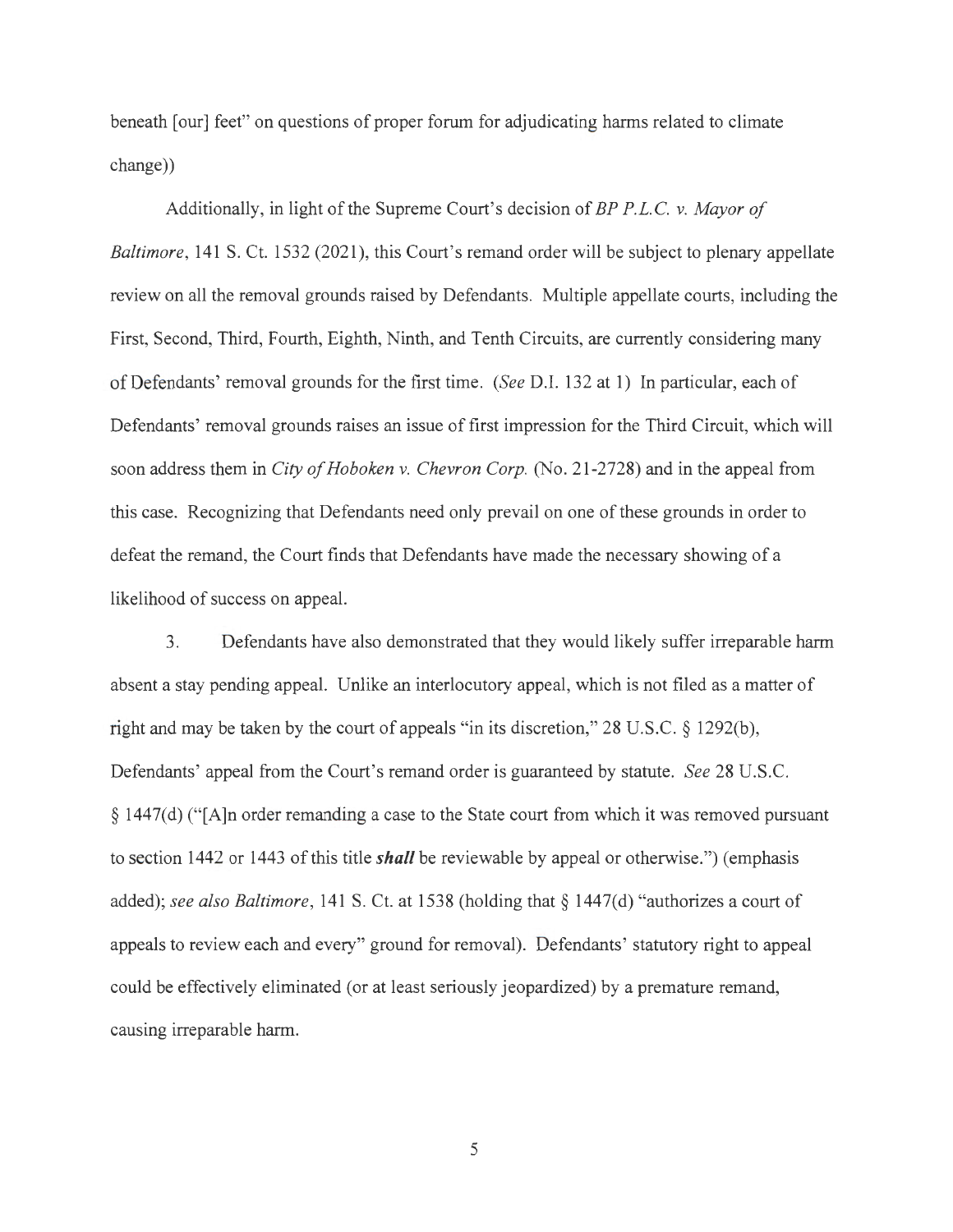beneath [our] feet" on questions of proper forum for adjudicating harms related to climate change))

Additionally, in light of the Supreme Court's decision of *BP P.L.C. v. Mayor of Baltimore*, 141 S. Ct. 1532 (2021), this Court's remand order will be subject to plenary appellate review on all the removal grounds raised by Defendants. Multiple appellate courts, including the First, Second, Third, Fourth, Eighth, Ninth, and Tenth Circuits, are currently considering many of Defendants' removal grounds for the first time. (*See* D.I. 132 at 1) In particular, each of Defendants' removal grounds raises an issue of first impression for the Third Circuit, which will soon address them in *City of Hoboken v. Chevron Corp.* (No. 21-2728) and in the appeal from this case. Recognizing that Defendants need only prevail on one of these grounds in order to defeat the remand, the Court finds that Defendants have made the necessary showing of a likelihood of success on appeal.

3. Defendants have also demonstrated that they would likely suffer irreparable harm absent a stay pending appeal. Unlike an interlocutory appeal, which is not filed as a matter of right and may be taken by the court of appeals "in its discretion," 28 U.S.C. § 1292(b), Defendants' appeal from the Court's remand order is guaranteed by statute. *See* 28 U.S.C. § 1447(d) ("[A]n order remanding a case to the State court from which it was removed pursuant to section 1442 or 1443 of this title ***shall*** be reviewable by appeal or otherwise.") (emphasis added); *see also Baltimore*, 141 S. Ct. at 1538 (holding that § 1447(d) "authorizes a court of appeals to review each and every" ground for removal). Defendants' statutory right to appeal could be effectively eliminated (or at least seriously jeopardized) by a premature remand, causing irreparable harm.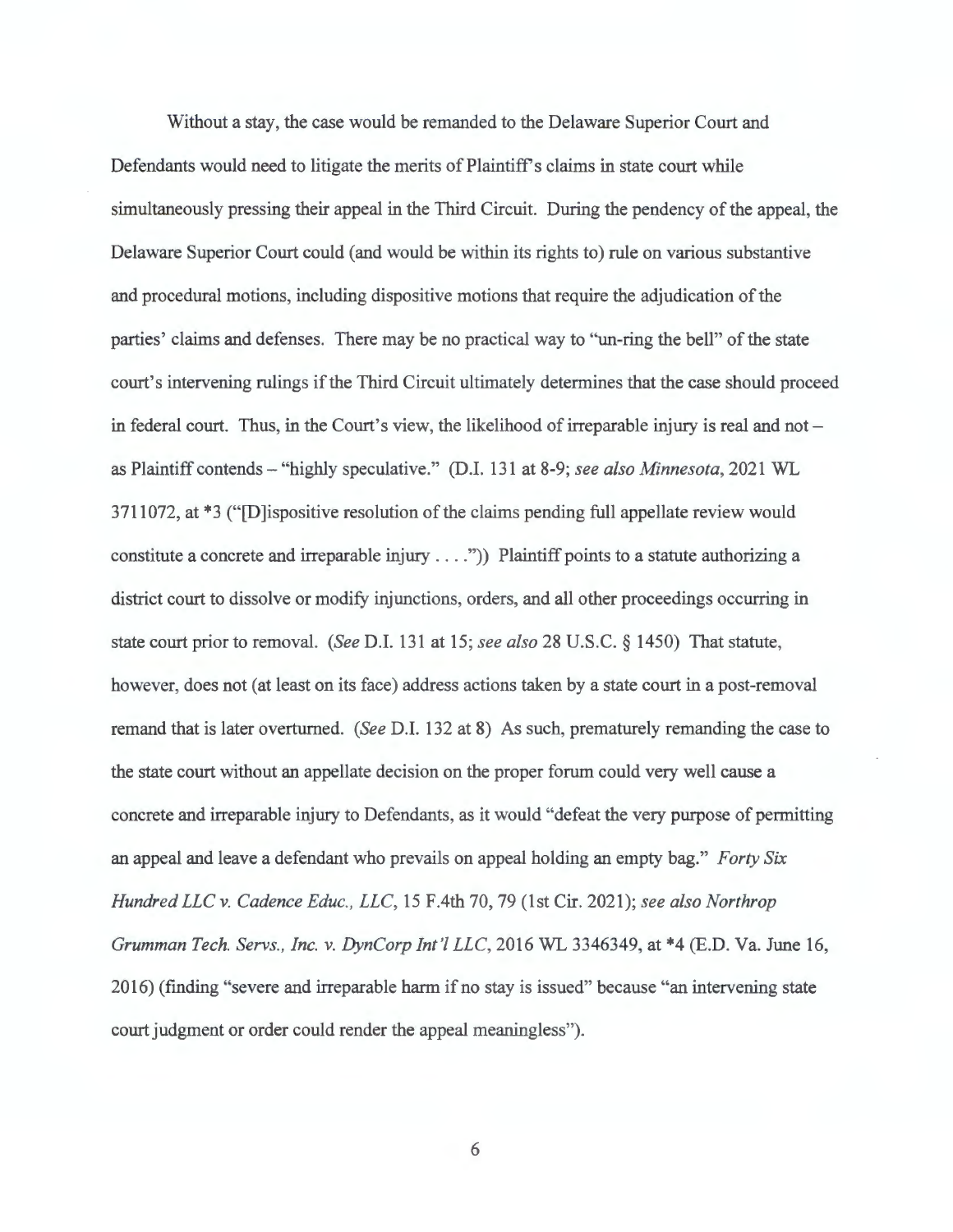Without a stay, the case would be remanded to the Delaware Superior Court and Defendants would need to litigate the merits of Plaintiff's claims in state court while simultaneously pressing their appeal in the Third Circuit. During the pendency of the appeal, the Delaware Superior Court could (and would be within its rights to) rule on various substantive and procedural motions, including dispositive motions that require the adjudication of the parties' claims and defenses. There may be no practical way to "un-ring the bell" of the state court's intervening rulings if the Third Circuit ultimately determines that the case should proceed in federal court. Thus, in the Court's view, the likelihood of irreparable injury is real and not – as Plaintiff contends – "highly speculative." (D.I. 131 at 8-9; *see also Minnesota*, 2021 WL 3711072, at *3 ("[D]ispositive resolution of the claims pending full appellate review would constitute a concrete and irreparable injury . . . .")) Plaintiff points to a statute authorizing a district court to dissolve or modify injunctions, orders, and all other proceedings occurring in state court prior to removal. (*See* D.I. 131 at 15; *see also* 28 U.S.C. § 1450) That statute, however, does not (at least on its face) address actions taken by a state court in a post-removal remand that is later overturned. (*See* D.I. 132 at 8) As such, prematurely remanding the case to the state court without an appellate decision on the proper forum could very well cause a concrete and irreparable injury to Defendants, as it would "defeat the very purpose of permitting an appeal and leave a defendant who prevails on appeal holding an empty bag." *Forty Six Hundred LLC v. Cadence Educ., LLC*, 15 F.4th 70, 79 (1st Cir. 2021); *see also Northrop Grumman Tech. Servs., Inc. v. DynCorp Int'l LLC*, 2016 WL 3346349, at *4 (E.D. Va. June 16, 2016) (finding "severe and irreparable harm if no stay is issued" because "an intervening state court judgment or order could render the appeal meaningless").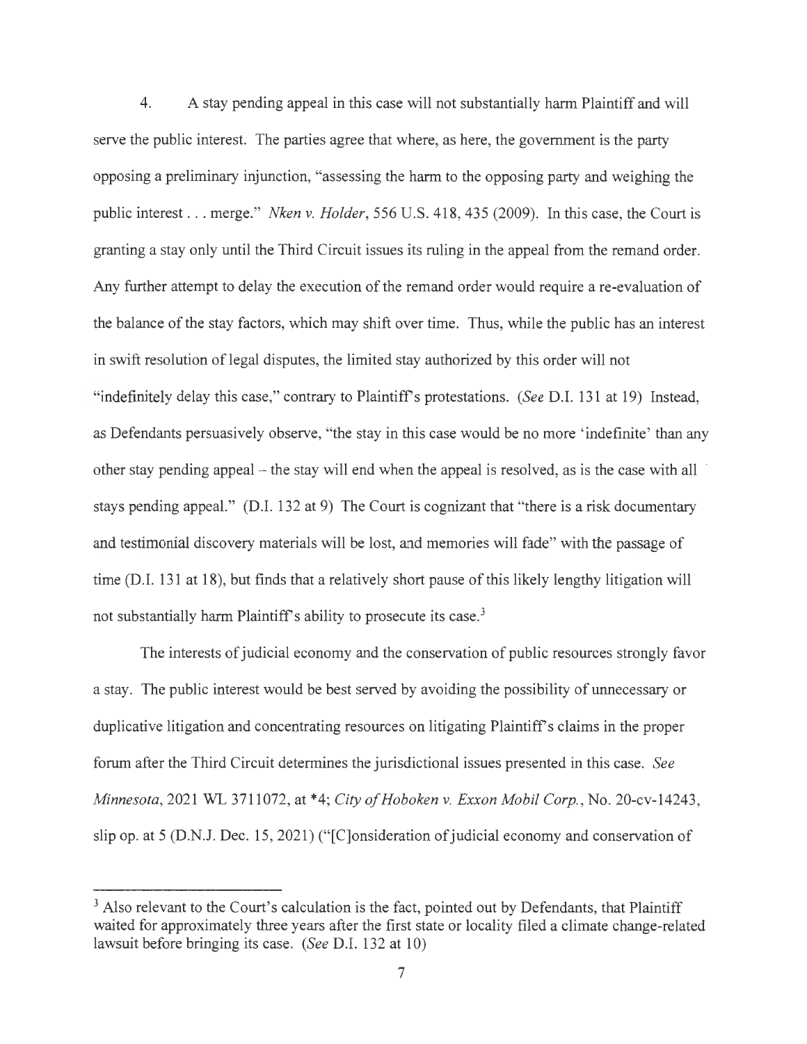4. A stay pending appeal in this case will not substantially harm Plaintiff and will serve the public interest. The parties agree that where, as here, the government is the party opposing a preliminary injunction, "assessing the harm to the opposing party and weighing the public interest . . . merge." *Nken v. Holder*, 556 U.S. 418, 435 (2009). In this case, the Court is granting a stay only until the Third Circuit issues its ruling in the appeal from the remand order. Any further attempt to delay the execution of the remand order would require a re-evaluation of the balance of the stay factors, which may shift over time. Thus, while the public has an interest in swift resolution of legal disputes, the limited stay authorized by this order will not "indefinitely delay this case," contrary to Plaintiff's protestations. (*See* D.I. 131 at 19) Instead, as Defendants persuasively observe, "the stay in this case would be no more 'indefinite' than any other stay pending appeal – the stay will end when the appeal is resolved, as is the case with all stays pending appeal." (D.I. 132 at 9) The Court is cognizant that "there is a risk documentary and testimonial discovery materials will be lost, and memories will fade" with the passage of time (D.I. 131 at 18), but finds that a relatively short pause of this likely lengthy litigation will not substantially harm Plaintiff's ability to prosecute its case.[3]

The interests of judicial economy and the conservation of public resources strongly favor a stay. The public interest would be best served by avoiding the possibility of unnecessary or duplicative litigation and concentrating resources on litigating Plaintiff's claims in the proper forum after the Third Circuit determines the jurisdictional issues presented in this case. *See Minnesota*, 2021 WL 3711072, at *4; *City of Hoboken v. Exxon Mobil Corp.*, No. 20-cv-14243, slip op. at 5 (D.N.J. Dec. 15, 2021) ("[C]onsideration of judicial economy and conservation of

---

[3] Also relevant to the Court's calculation is the fact, pointed out by Defendants, that Plaintiff waited for approximately three years after the first state or locality filed a climate change-related lawsuit before bringing its case. (*See* D.I. 132 at 10)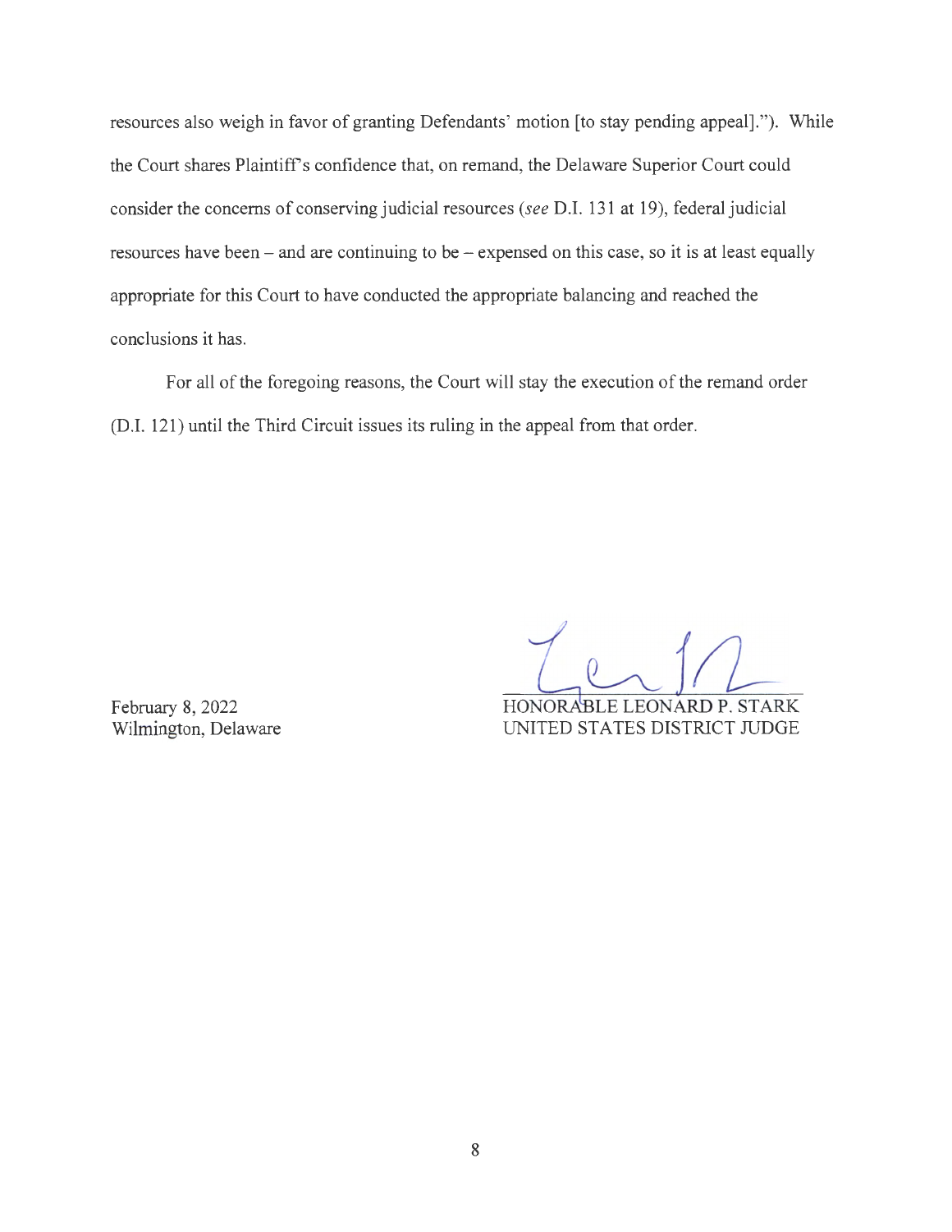resources also weigh in favor of granting Defendants' motion [to stay pending appeal]."). While the Court shares Plaintiff's confidence that, on remand, the Delaware Superior Court could consider the concerns of conserving judicial resources (*see* D.I. 131 at 19), federal judicial resources have been – and are continuing to be – expensed on this case, so it is at least equally appropriate for this Court to have conducted the appropriate balancing and reached the conclusions it has.

For all of the foregoing reasons, the Court will stay the execution of the remand order (D.I. 121) until the Third Circuit issues its ruling in the appeal from that order.

February 8, 2022
Wilmington, Delaware

HONORABLE LEONARD P. STARK
UNITED STATES DISTRICT JUDGE